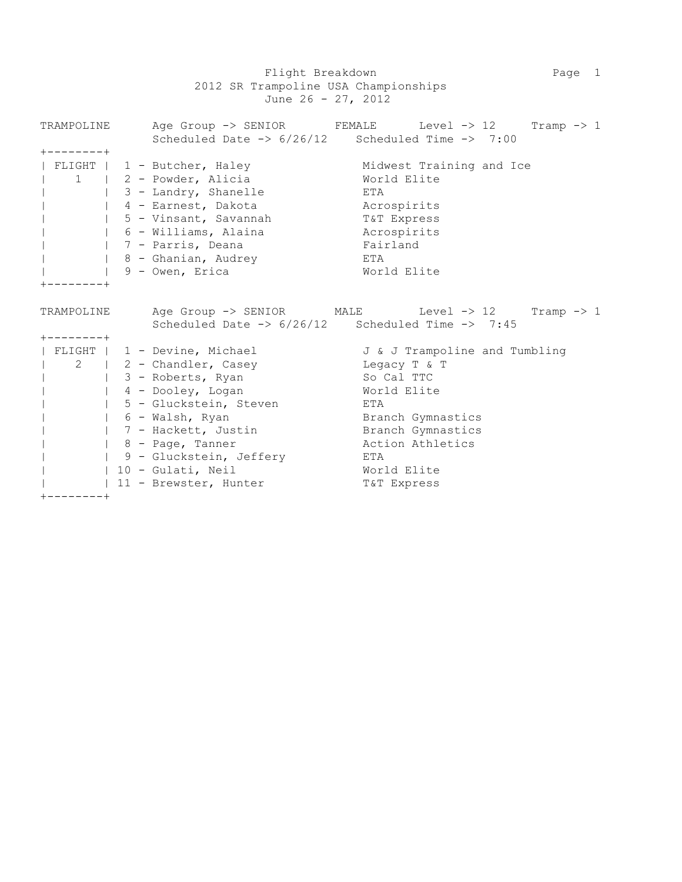# Flight Breakdown

## 2012 SR Trampoline USA Championships

June 26 - 27, 2012

**TRAMPOLINE** — Age Group -> SENIOR — FEMALE — Level -> 12 — Tramp -> 1

Scheduled Date -> 6/26/12 — Scheduled Time -> 7:00

| FLIGHT | # | Name | Club |
|---|---|---|---|
| 1 | 1 | Butcher, Haley | Midwest Training and Ice |
| | 2 | Powder, Alicia | World Elite |
| | 3 | Landry, Shanelle | ETA |
| | 4 | Earnest, Dakota | Acrospirits |
| | 5 | Vinsant, Savannah | T&T Express |
| | 6 | Williams, Alaina | Acrospirits |
| | 7 | Parris, Deana | Fairland |
| | 8 | Ghanian, Audrey | ETA |
| | 9 | Owen, Erica | World Elite |

**TRAMPOLINE** — Age Group -> SENIOR — MALE — Level -> 12 — Tramp -> 1

Scheduled Date -> 6/26/12 — Scheduled Time -> 7:45

| FLIGHT | # | Name | Club |
|---|---|---|---|
| 2 | 1 | Devine, Michael | J & J Trampoline and Tumbling |
| | 2 | Chandler, Casey | Legacy T & T |
| | 3 | Roberts, Ryan | So Cal TTC |
| | 4 | Dooley, Logan | World Elite |
| | 5 | Gluckstein, Steven | ETA |
| | 6 | Walsh, Ryan | Branch Gymnastics |
| | 7 | Hackett, Justin | Branch Gymnastics |
| | 8 | Page, Tanner | Action Athletics |
| | 9 | Gluckstein, Jeffery | ETA |
| | 10 | Gulati, Neil | World Elite |
| | 11 | Brewster, Hunter | T&T Express |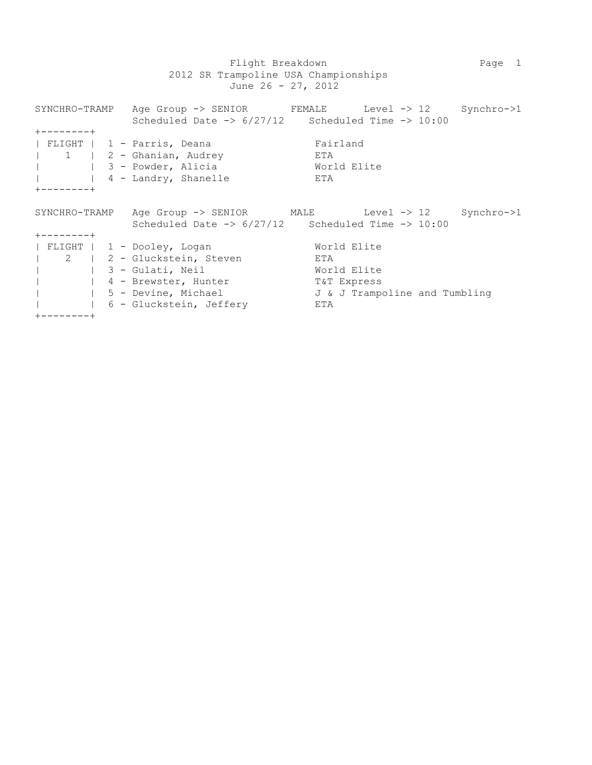# Flight Breakdown

## 2012 SR Trampoline USA Championships

June 26 - 27, 2012

**SYNCHRO-TRAMP** Age Group -> SENIOR FEMALE Level -> 12 Synchro->1
Scheduled Date -> 6/27/12 Scheduled Time -> 10:00

| FLIGHT | # | Name | Club |
|---|---|---|---|
| 1 | 1 | Parris, Deana | Fairland |
| | 2 | Ghanian, Audrey | ETA |
| | 3 | Powder, Alicia | World Elite |
| | 4 | Landry, Shanelle | ETA |

**SYNCHRO-TRAMP** Age Group -> SENIOR MALE Level -> 12 Synchro->1
Scheduled Date -> 6/27/12 Scheduled Time -> 10:00

| FLIGHT | # | Name | Club |
|---|---|---|---|
| 2 | 1 | Dooley, Logan | World Elite |
| | 2 | Gluckstein, Steven | ETA |
| | 3 | Gulati, Neil | World Elite |
| | 4 | Brewster, Hunter | T&T Express |
| | 5 | Devine, Michael | J & J Trampoline and Tumbling |
| | 6 | Gluckstein, Jeffery | ETA |